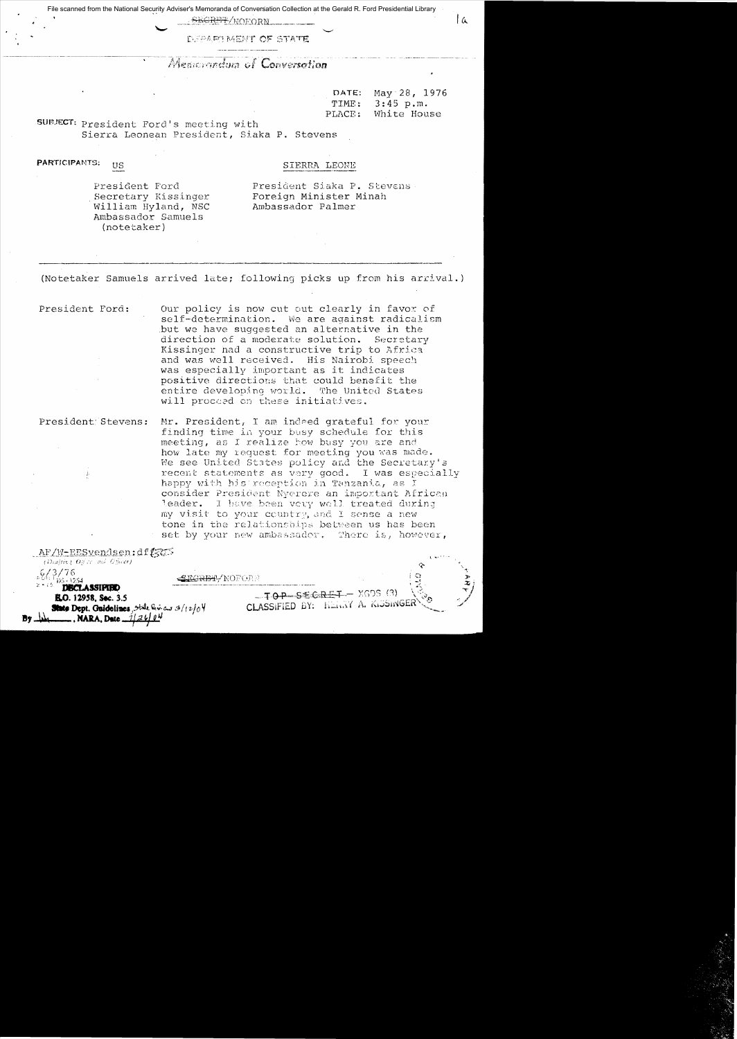File scanned from the National Security Adviser's Memoranda of Conversation Collection at the Gerald R. Food Presidential Library

SECRET/NOFORN

DEPARTMENT OF STATE

*Memorandum of Conversation*

DATE: May 28, 1976
TIME: 3:45 p.m.
PLACE: White House

SUBJECT: President Ford's meeting with Sierra Leonean President, Siaka P. Stevens

PARTICIPANTS:

| US | SIERRA LEONE |
|---|---|
| President Ford | President Siaka P. Stevens |
| Secretary Kissinger | Foreign Minister Minah |
| William Hyland, NSC | Ambassador Palmer |
| Ambassador Samuels (notetaker) | |

(Notetaker Samuels arrived late; following picks up from his arrival.)

President Ford: Our policy is now cut out clearly in favor of self-determination. We are against radicalism but we have suggested an alternative in the direction of a moderate solution. Secretary Kissinger had a constructive trip to Africa and was well received. His Nairobi speech was especially important as it indicates positive directions that could benefit the entire developing world. The United States will proceed on these initiatives.

President Stevens: Mr. President, I am indeed grateful for your finding time in your busy schedule for this meeting, as I realize how busy you are and how late my request for meeting you was made. We see United States policy and the Secretary's recent statements as very good. I was especially happy with his reception in Tanzania, as I consider President Nyerere an important African leader. I have been very well treated during my visit to your country, and I sense a new tone in the relationships between us has been set by your new ambassador. There is, however,

AF/W-EESvendsen:df
6/3/76

DECLASSIFIED
E.O. 12958, Sec. 3.5
State Dept. Guidelines, State Review 3/12/04
By , NARA, Date 1/26/04

SECRET/NOFORN

TOP SECRET - XGDS (3)
CLASSIFIED BY: HENRY A. KISSINGER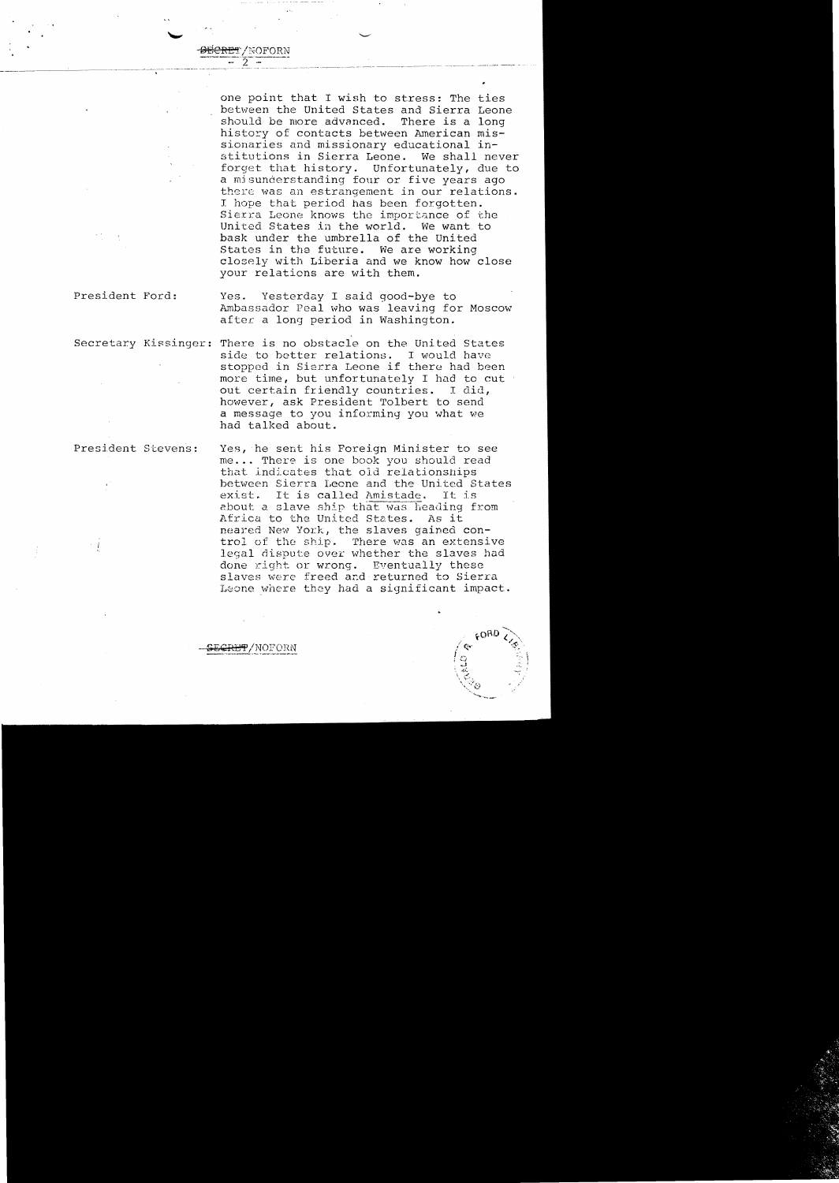SECRET/NOFORN

one point that I wish to stress: The ties between the United States and Sierra Leone should be more advanced. There is a long history of contacts between American missionaries and missionary educational institutions in Sierra Leone. We shall never forget that history. Unfortunately, due to a misunderstanding four or five years ago there was an estrangement in our relations. I hope that period has been forgotten. Sierra Leone knows the importance of the United States in the world. We want to bask under the umbrella of the United States in the future. We are working closely with Liberia and we know how close your relations are with them.

President Ford: Yes. Yesterday I said good-bye to Ambassador Peal who was leaving for Moscow after a long period in Washington.

Secretary Kissinger: There is no obstacle on the United States side to better relations. I would have stopped in Sierra Leone if there had been more time, but unfortunately I had to cut out certain friendly countries. I did, however, ask President Tolbert to send a message to you informing you what we had talked about.

President Stevens: Yes, he sent his Foreign Minister to see me... There is one book you should read that indicates that old relationships between Sierra Leone and the United States exist. It is called Amistade. It is about a slave ship that was heading from Africa to the United States. As it neared New York, the slaves gained control of the ship. There was an extensive legal dispute over whether the slaves had done right or wrong. Eventually these slaves were freed and returned to Sierra Leone where they had a significant impact.

SECRET/NOFORN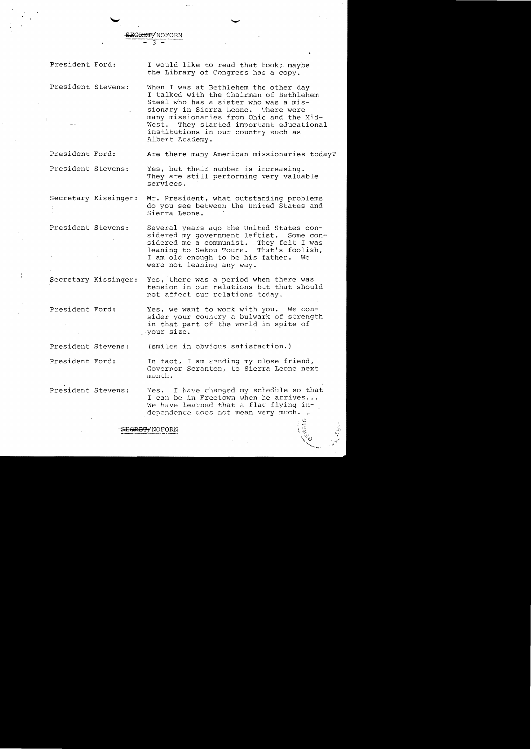SECRET/NOFORN

| | |
|---|---|
| President Ford: | I would like to read that book; maybe the Library of Congress has a copy. |
| President Stevens: | When I was at Bethlehem the other day I talked with the Chairman of Bethlehem Steel who has a sister who was a missionary in Sierra Leone. There were many missionaries from Ohio and the Mid-West. They started important educational institutions in our country such as Albert Academy. |
| President Ford: | Are there many American missionaries today? |
| President Stevens: | Yes, but their number is increasing. They are still performing very valuable services. |
| Secretary Kissinger: | Mr. President, what outstanding problems do you see between the United States and Sierra Leone. |
| President Stevens: | Several years ago the United States considered my government leftist. Some considered me a communist. They felt I was leaning to Sekou Toure. That's foolish, I am old enough to be his father. We were not leaning any way. |
| Secretary Kissinger: | Yes, there was a period when there was tension in our relations but that should not affect our relations today. |
| President Ford: | Yes, we want to work with you. We consider your country a bulwark of strength in that part of the world in spite of your size. |
| President Stevens: | (smiles in obvious satisfaction.) |
| President Ford: | In fact, I am sending my close friend, Governor Scranton, to Sierra Leone next month. |
| President Stevens: | Yes. I have changed my schedule so that I can be in Freetown when he arrives... We have learned that a flag flying independence does not mean very much. |

SECRET/NOFORN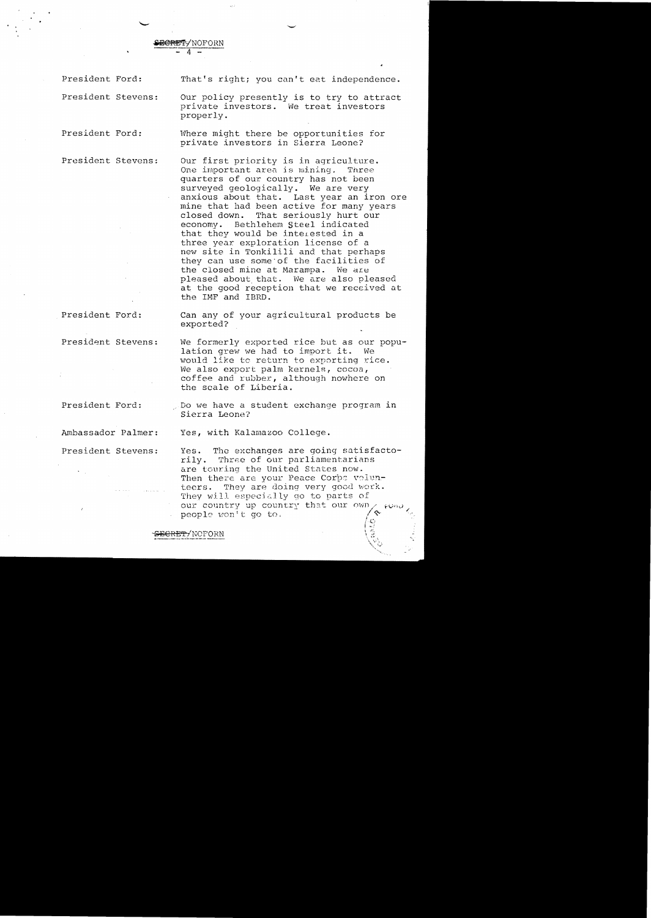SECRET/NOFORN

President Ford: That's right; you can't eat independence.

President Stevens: Our policy presently is to try to attract private investors. We treat investors properly.

President Ford: Where might there be opportunities for private investors in Sierra Leone?

President Stevens: Our first priority is in agriculture. One important area is mining. Three quarters of our country has not been surveyed geologically. We are very anxious about that. Last year an iron ore mine that had been active for many years closed down. That seriously hurt our economy. Bethlehem Steel indicated that they would be interested in a three year exploration license of a new site in Tonkilili and that perhaps they can use some of the facilities of the closed mine at Marampa. We are pleased about that. We are also pleased at the good reception that we received at the IMF and IBRD.

President Ford: Can any of your agricultural products be exported?

President Stevens: We formerly exported rice but as our population grew we had to import it. We would like to return to exporting rice. We also export palm kernels, cocoa, coffee and rubber, although nowhere on the scale of Liberia.

President Ford: Do we have a student exchange program in Sierra Leone?

Ambassador Palmer: Yes, with Kalamazoo College.

President Stevens: Yes. The exchanges are going satisfactorily. Three of our parliamentarians are touring the United States now. Then there are your Peace Corps volunteers. They are doing very good work. They will especially go to parts of our country up country that our own people won't go to.

SECRET/NOFORN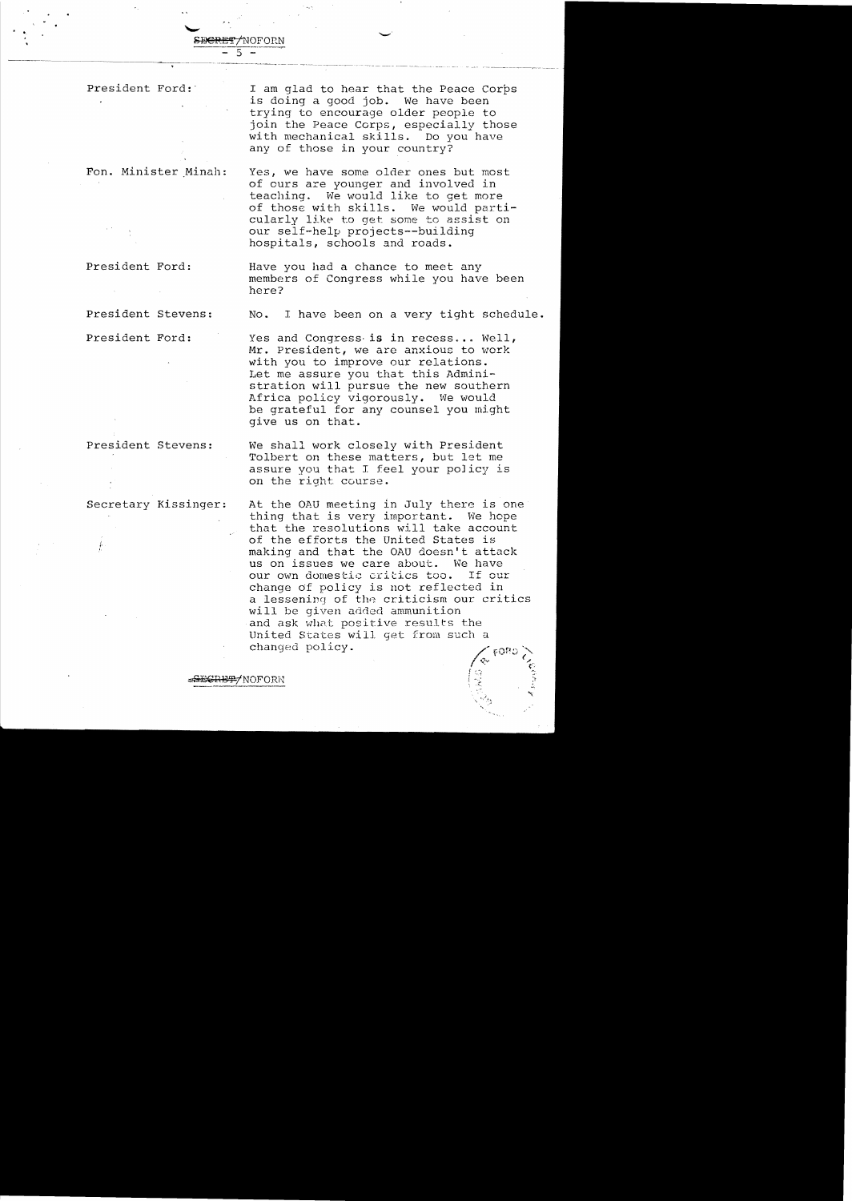SECRET/NOFORN

| | |
|---|---|
| President Ford: | I am glad to hear that the Peace Corps is doing a good job. We have been trying to encourage older people to join the Peace Corps, especially those with mechanical skills. Do you have any of those in your country? |
| Fon. Minister Minah: | Yes, we have some older ones but most of ours are younger and involved in teaching. We would like to get more of those with skills. We would particularly like to get some to assist on our self-help projects--building hospitals, schools and roads. |
| President Ford: | Have you had a chance to meet any members of Congress while you have been here? |
| President Stevens: | No. I have been on a very tight schedule. |
| President Ford: | Yes and Congress is in recess... Well, Mr. President, we are anxious to work with you to improve our relations. Let me assure you that this Administration will pursue the new southern Africa policy vigorously. We would be grateful for any counsel you might give us on that. |
| President Stevens: | We shall work closely with President Tolbert on these matters, but let me assure you that I feel your policy is on the right course. |
| Secretary Kissinger: | At the OAU meeting in July there is one thing that is very important. We hope that the resolutions will take account of the efforts the United States is making and that the OAU doesn't attack us on issues we care about. We have our own domestic critics too. If our change of policy is not reflected in a lessening of the criticism our critics will be given added ammunition and ask what positive results the United States will get from such a changed policy. |

SECRET/NOFORN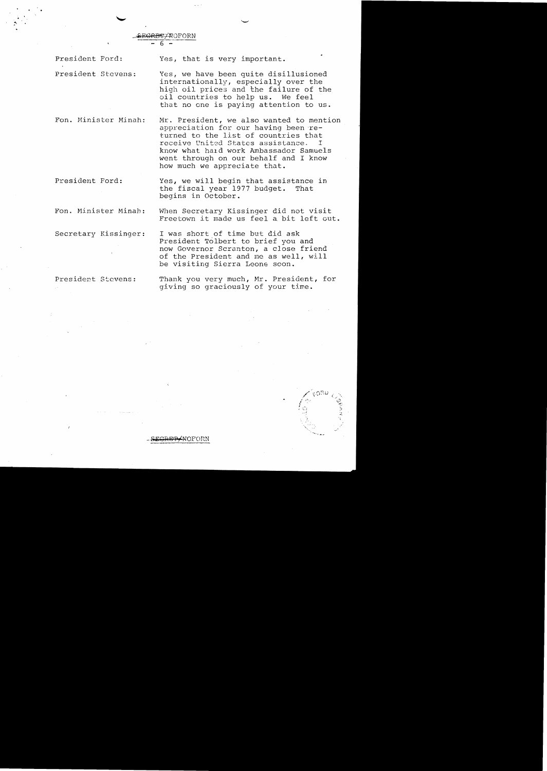SECRET/NOFORN

| | |
|---|---|
| President Ford: | Yes, that is very important. |
| President Stevens: | Yes, we have been quite disillusioned internationally, especially over the high oil prices and the failure of the oil countries to help us. We feel that no one is paying attention to us. |
| Fon. Minister Minah: | Mr. President, we also wanted to mention appreciation for our having been returned to the list of countries that receive United States assistance. I know what hard work Ambassador Samuels went through on our behalf and I know how much we appreciate that. |
| President Ford: | Yes, we will begin that assistance in the fiscal year 1977 budget. That begins in October. |
| Fon. Minister Minah: | When Secretary Kissinger did not visit Freetown it made us feel a bit left out. |
| Secretary Kissinger: | I was short of time but did ask President Tolbert to brief you and now Governor Scranton, a close friend of the President and me as well, will be visiting Sierra Leone soon. |
| President Stevens: | Thank you very much, Mr. President, for giving so graciously of your time. |

SECRET/NOFORN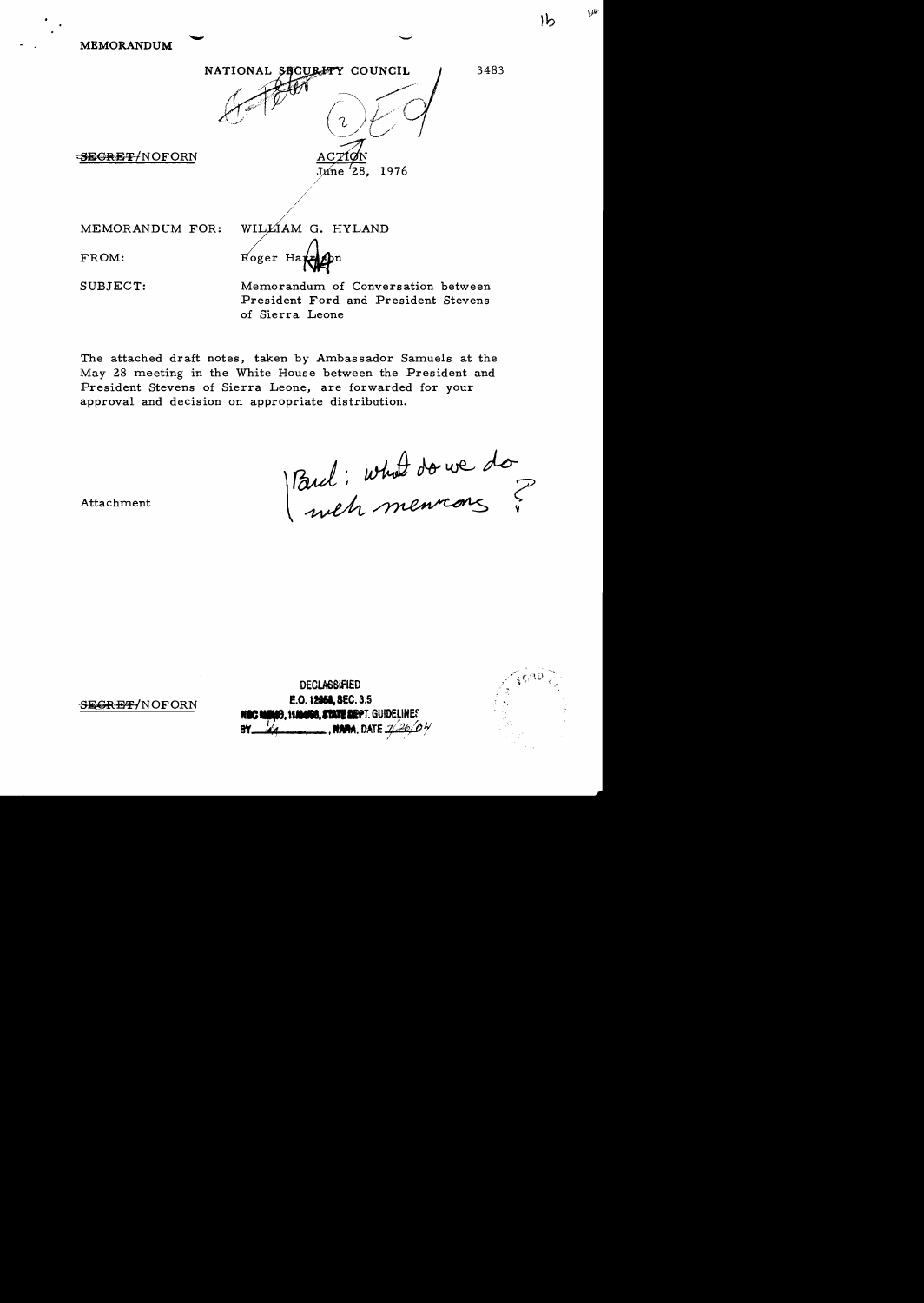MEMORANDUM

NATIONAL SECURITY COUNCIL

3483

~~SECRET~~/NOFORN

ACTION
June 28, 1976

MEMORANDUM FOR: WILLIAM G. HYLAND

FROM: Roger Harrison

SUBJECT: Memorandum of Conversation between President Ford and President Stevens of Sierra Leone

The attached draft notes, taken by Ambassador Samuels at the May 28 meeting in the White House between the President and President Stevens of Sierra Leone, are forwarded for your approval and decision on appropriate distribution.

Attachment

Bud: what do we do with memcons?

~~SECRET~~/NOFORN

DECLASSIFIED
E.O. 12958, SEC. 3.5
NSC MEMO, 11/24/98, STATE DEPT. GUIDELINES
BY ___, NARA, DATE 7/26/04